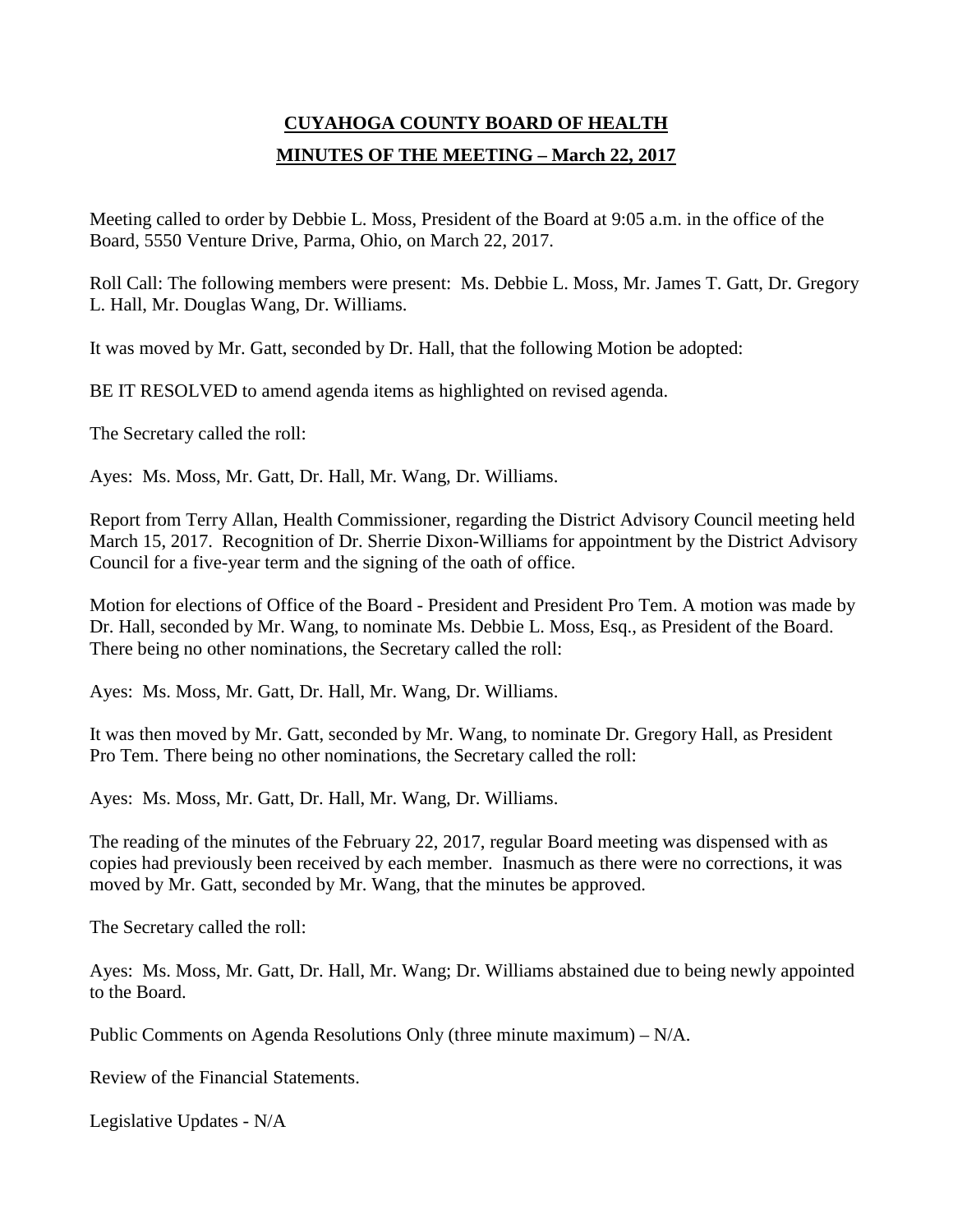# CUYAHOGA COUNTY BOARD OF HEALTH

## MINUTES OF THE MEETING – March 22, 2017

Meeting called to order by Debbie L. Moss, President of the Board at 9:05 a.m. in the office of the Board, 5550 Venture Drive, Parma, Ohio, on March 22, 2017.

Roll Call: The following members were present: Ms. Debbie L. Moss, Mr. James T. Gatt, Dr. Gregory L. Hall, Mr. Douglas Wang, Dr. Williams.

It was moved by Mr. Gatt, seconded by Dr. Hall, that the following Motion be adopted:

BE IT RESOLVED to amend agenda items as highlighted on revised agenda.

The Secretary called the roll:

Ayes: Ms. Moss, Mr. Gatt, Dr. Hall, Mr. Wang, Dr. Williams.

Report from Terry Allan, Health Commissioner, regarding the District Advisory Council meeting held March 15, 2017. Recognition of Dr. Sherrie Dixon-Williams for appointment by the District Advisory Council for a five-year term and the signing of the oath of office.

Motion for elections of Office of the Board - President and President Pro Tem. A motion was made by Dr. Hall, seconded by Mr. Wang, to nominate Ms. Debbie L. Moss, Esq., as President of the Board. There being no other nominations, the Secretary called the roll:

Ayes: Ms. Moss, Mr. Gatt, Dr. Hall, Mr. Wang, Dr. Williams.

It was then moved by Mr. Gatt, seconded by Mr. Wang, to nominate Dr. Gregory Hall, as President Pro Tem. There being no other nominations, the Secretary called the roll:

Ayes: Ms. Moss, Mr. Gatt, Dr. Hall, Mr. Wang, Dr. Williams.

The reading of the minutes of the February 22, 2017, regular Board meeting was dispensed with as copies had previously been received by each member. Inasmuch as there were no corrections, it was moved by Mr. Gatt, seconded by Mr. Wang, that the minutes be approved.

The Secretary called the roll:

Ayes: Ms. Moss, Mr. Gatt, Dr. Hall, Mr. Wang; Dr. Williams abstained due to being newly appointed to the Board.

Public Comments on Agenda Resolutions Only (three minute maximum) – N/A.

Review of the Financial Statements.

Legislative Updates - N/A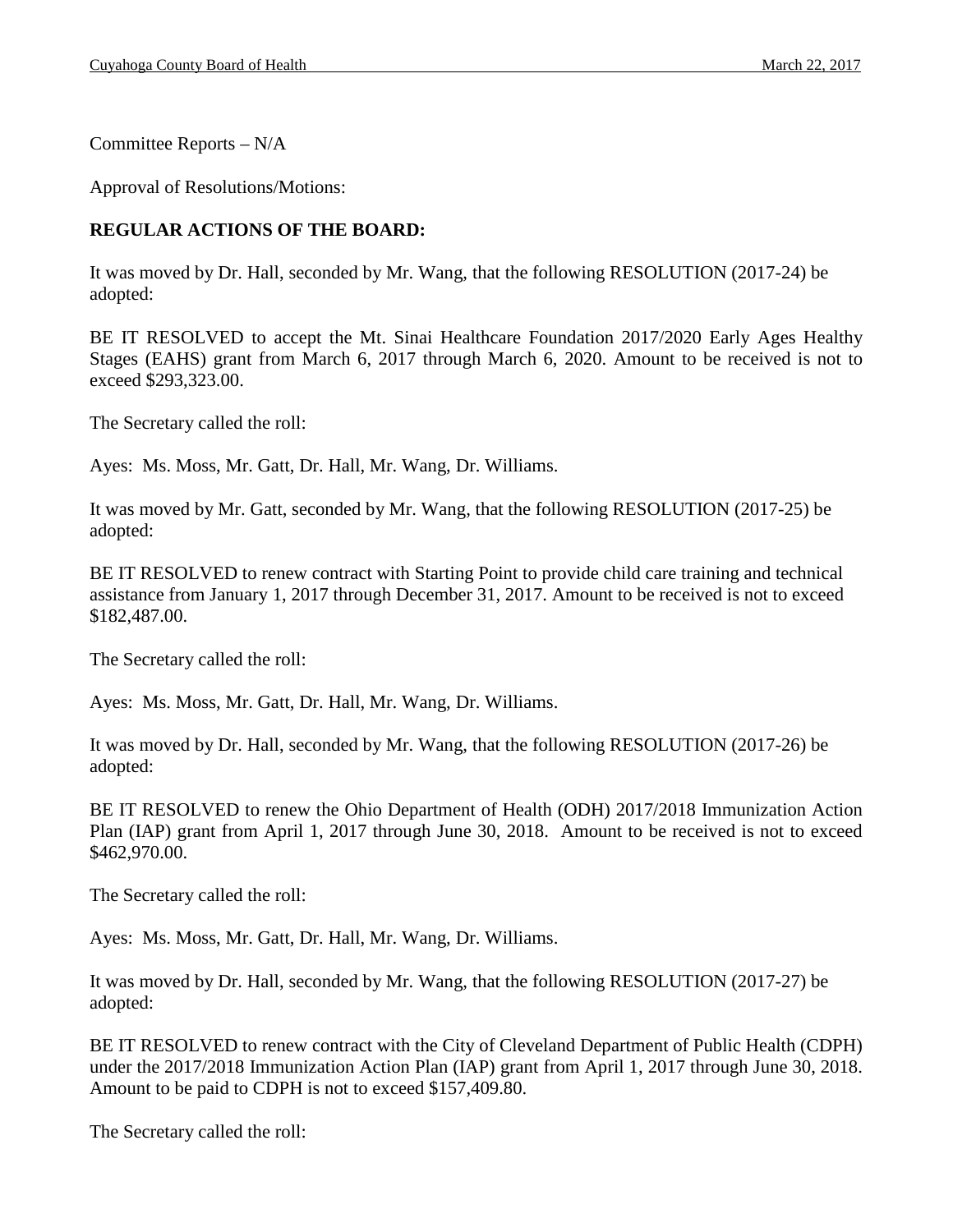Committee Reports – N/A

Approval of Resolutions/Motions:

**REGULAR ACTIONS OF THE BOARD:**

It was moved by Dr. Hall, seconded by Mr. Wang, that the following RESOLUTION (2017-24) be adopted:

BE IT RESOLVED to accept the Mt. Sinai Healthcare Foundation 2017/2020 Early Ages Healthy Stages (EAHS) grant from March 6, 2017 through March 6, 2020. Amount to be received is not to exceed $293,323.00.

The Secretary called the roll:

Ayes: Ms. Moss, Mr. Gatt, Dr. Hall, Mr. Wang, Dr. Williams.

It was moved by Mr. Gatt, seconded by Mr. Wang, that the following RESOLUTION (2017-25) be adopted:

BE IT RESOLVED to renew contract with Starting Point to provide child care training and technical assistance from January 1, 2017 through December 31, 2017. Amount to be received is not to exceed $182,487.00.

The Secretary called the roll:

Ayes: Ms. Moss, Mr. Gatt, Dr. Hall, Mr. Wang, Dr. Williams.

It was moved by Dr. Hall, seconded by Mr. Wang, that the following RESOLUTION (2017-26) be adopted:

BE IT RESOLVED to renew the Ohio Department of Health (ODH) 2017/2018 Immunization Action Plan (IAP) grant from April 1, 2017 through June 30, 2018. Amount to be received is not to exceed $462,970.00.

The Secretary called the roll:

Ayes: Ms. Moss, Mr. Gatt, Dr. Hall, Mr. Wang, Dr. Williams.

It was moved by Dr. Hall, seconded by Mr. Wang, that the following RESOLUTION (2017-27) be adopted:

BE IT RESOLVED to renew contract with the City of Cleveland Department of Public Health (CDPH) under the 2017/2018 Immunization Action Plan (IAP) grant from April 1, 2017 through June 30, 2018. Amount to be paid to CDPH is not to exceed $157,409.80.

The Secretary called the roll: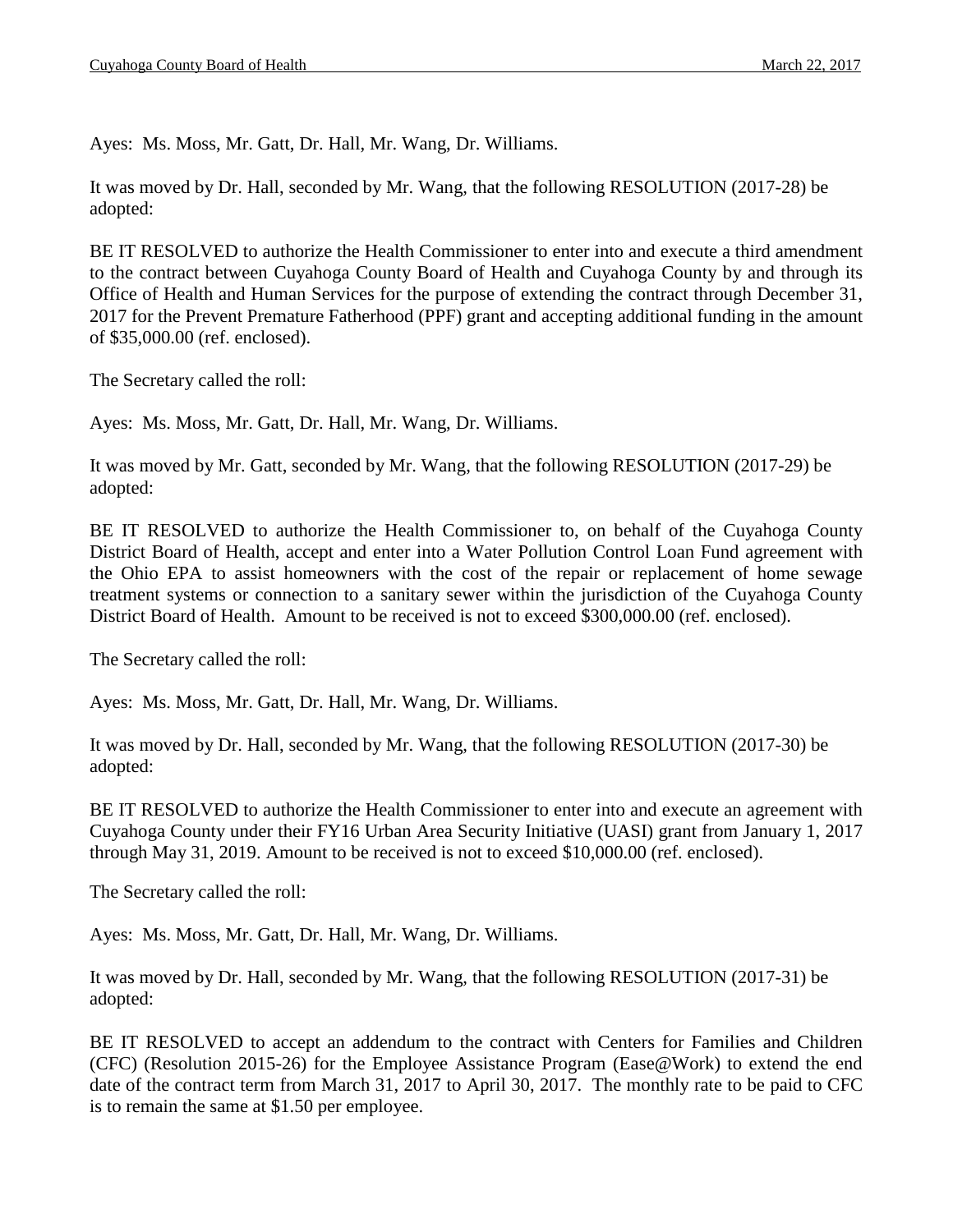Ayes: Ms. Moss, Mr. Gatt, Dr. Hall, Mr. Wang, Dr. Williams.

It was moved by Dr. Hall, seconded by Mr. Wang, that the following RESOLUTION (2017-28) be adopted:

BE IT RESOLVED to authorize the Health Commissioner to enter into and execute a third amendment to the contract between Cuyahoga County Board of Health and Cuyahoga County by and through its Office of Health and Human Services for the purpose of extending the contract through December 31, 2017 for the Prevent Premature Fatherhood (PPF) grant and accepting additional funding in the amount of $35,000.00 (ref. enclosed).

The Secretary called the roll:

Ayes: Ms. Moss, Mr. Gatt, Dr. Hall, Mr. Wang, Dr. Williams.

It was moved by Mr. Gatt, seconded by Mr. Wang, that the following RESOLUTION (2017-29) be adopted:

BE IT RESOLVED to authorize the Health Commissioner to, on behalf of the Cuyahoga County District Board of Health, accept and enter into a Water Pollution Control Loan Fund agreement with the Ohio EPA to assist homeowners with the cost of the repair or replacement of home sewage treatment systems or connection to a sanitary sewer within the jurisdiction of the Cuyahoga County District Board of Health. Amount to be received is not to exceed $300,000.00 (ref. enclosed).

The Secretary called the roll:

Ayes: Ms. Moss, Mr. Gatt, Dr. Hall, Mr. Wang, Dr. Williams.

It was moved by Dr. Hall, seconded by Mr. Wang, that the following RESOLUTION (2017-30) be adopted:

BE IT RESOLVED to authorize the Health Commissioner to enter into and execute an agreement with Cuyahoga County under their FY16 Urban Area Security Initiative (UASI) grant from January 1, 2017 through May 31, 2019. Amount to be received is not to exceed $10,000.00 (ref. enclosed).

The Secretary called the roll:

Ayes: Ms. Moss, Mr. Gatt, Dr. Hall, Mr. Wang, Dr. Williams.

It was moved by Dr. Hall, seconded by Mr. Wang, that the following RESOLUTION (2017-31) be adopted:

BE IT RESOLVED to accept an addendum to the contract with Centers for Families and Children (CFC) (Resolution 2015-26) for the Employee Assistance Program (Ease@Work) to extend the end date of the contract term from March 31, 2017 to April 30, 2017. The monthly rate to be paid to CFC is to remain the same at $1.50 per employee.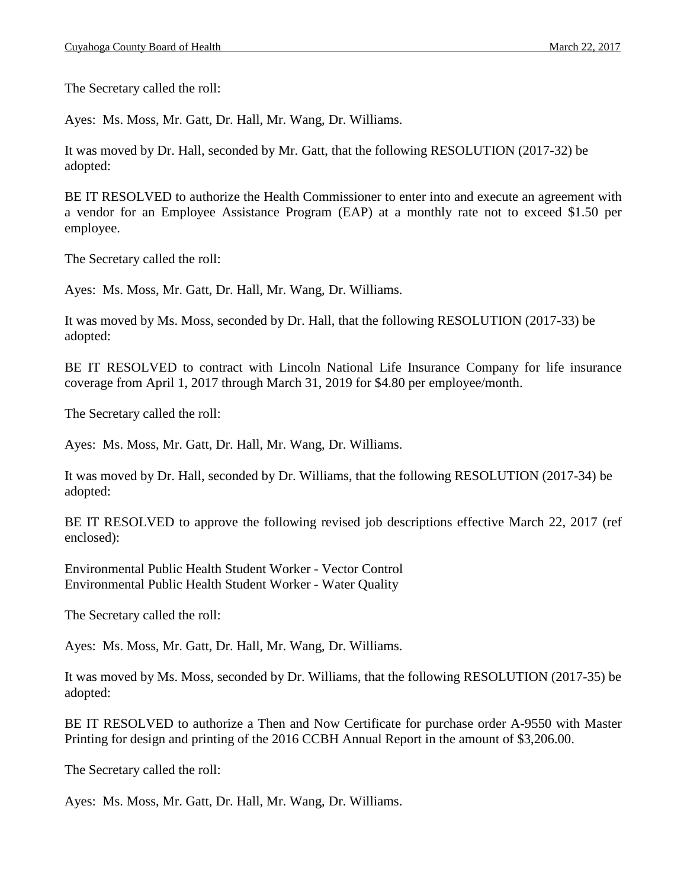The Secretary called the roll:

Ayes: Ms. Moss, Mr. Gatt, Dr. Hall, Mr. Wang, Dr. Williams.

It was moved by Dr. Hall, seconded by Mr. Gatt, that the following RESOLUTION (2017-32) be adopted:

BE IT RESOLVED to authorize the Health Commissioner to enter into and execute an agreement with a vendor for an Employee Assistance Program (EAP) at a monthly rate not to exceed $1.50 per employee.

The Secretary called the roll:

Ayes: Ms. Moss, Mr. Gatt, Dr. Hall, Mr. Wang, Dr. Williams.

It was moved by Ms. Moss, seconded by Dr. Hall, that the following RESOLUTION (2017-33) be adopted:

BE IT RESOLVED to contract with Lincoln National Life Insurance Company for life insurance coverage from April 1, 2017 through March 31, 2019 for $4.80 per employee/month.

The Secretary called the roll:

Ayes: Ms. Moss, Mr. Gatt, Dr. Hall, Mr. Wang, Dr. Williams.

It was moved by Dr. Hall, seconded by Dr. Williams, that the following RESOLUTION (2017-34) be adopted:

BE IT RESOLVED to approve the following revised job descriptions effective March 22, 2017 (ref enclosed):

Environmental Public Health Student Worker - Vector Control
Environmental Public Health Student Worker - Water Quality

The Secretary called the roll:

Ayes: Ms. Moss, Mr. Gatt, Dr. Hall, Mr. Wang, Dr. Williams.

It was moved by Ms. Moss, seconded by Dr. Williams, that the following RESOLUTION (2017-35) be adopted:

BE IT RESOLVED to authorize a Then and Now Certificate for purchase order A-9550 with Master Printing for design and printing of the 2016 CCBH Annual Report in the amount of $3,206.00.

The Secretary called the roll:

Ayes: Ms. Moss, Mr. Gatt, Dr. Hall, Mr. Wang, Dr. Williams.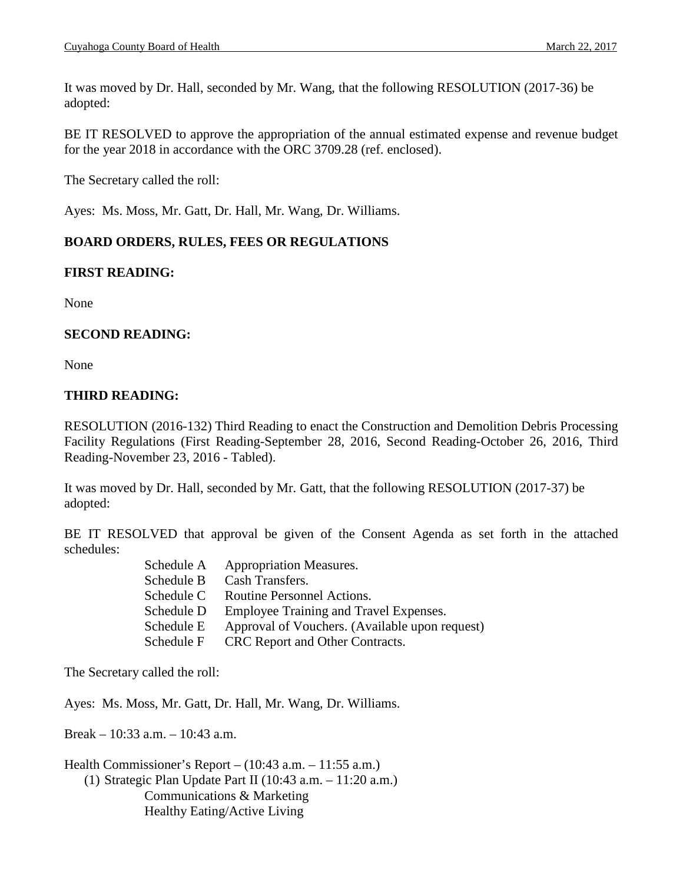It was moved by Dr. Hall, seconded by Mr. Wang, that the following RESOLUTION (2017-36) be adopted:

BE IT RESOLVED to approve the appropriation of the annual estimated expense and revenue budget for the year 2018 in accordance with the ORC 3709.28 (ref. enclosed).

The Secretary called the roll:

Ayes: Ms. Moss, Mr. Gatt, Dr. Hall, Mr. Wang, Dr. Williams.

**BOARD ORDERS, RULES, FEES OR REGULATIONS**

**FIRST READING:**

None

**SECOND READING:**

None

**THIRD READING:**

RESOLUTION (2016-132) Third Reading to enact the Construction and Demolition Debris Processing Facility Regulations (First Reading-September 28, 2016, Second Reading-October 26, 2016, Third Reading-November 23, 2016 - Tabled).

It was moved by Dr. Hall, seconded by Mr. Gatt, that the following RESOLUTION (2017-37) be adopted:

BE IT RESOLVED that approval be given of the Consent Agenda as set forth in the attached schedules:

- Schedule A Appropriation Measures.
- Schedule B Cash Transfers.
- Schedule C Routine Personnel Actions.
- Schedule D Employee Training and Travel Expenses.
- Schedule E Approval of Vouchers. (Available upon request)
- Schedule F CRC Report and Other Contracts.

The Secretary called the roll:

Ayes: Ms. Moss, Mr. Gatt, Dr. Hall, Mr. Wang, Dr. Williams.

Break – 10:33 a.m. – 10:43 a.m.

Health Commissioner's Report – (10:43 a.m. – 11:55 a.m.)

(1) Strategic Plan Update Part II (10:43 a.m. – 11:20 a.m.)
    - Communications & Marketing
    - Healthy Eating/Active Living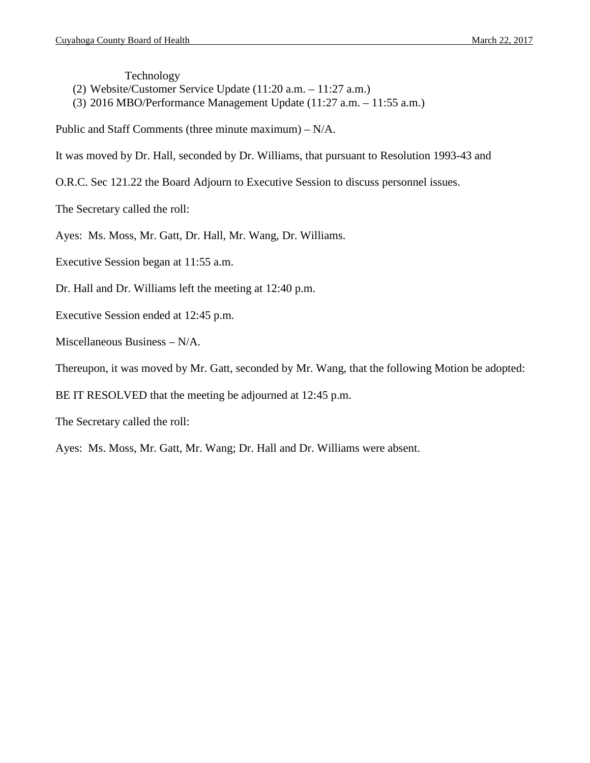Technology

(2) Website/Customer Service Update (11:20 a.m. – 11:27 a.m.)
(3) 2016 MBO/Performance Management Update (11:27 a.m. – 11:55 a.m.)

Public and Staff Comments (three minute maximum) – N/A.

It was moved by Dr. Hall, seconded by Dr. Williams, that pursuant to Resolution 1993-43 and

O.R.C. Sec 121.22 the Board Adjourn to Executive Session to discuss personnel issues.

The Secretary called the roll:

Ayes: Ms. Moss, Mr. Gatt, Dr. Hall, Mr. Wang, Dr. Williams.

Executive Session began at 11:55 a.m.

Dr. Hall and Dr. Williams left the meeting at 12:40 p.m.

Executive Session ended at 12:45 p.m.

Miscellaneous Business – N/A.

Thereupon, it was moved by Mr. Gatt, seconded by Mr. Wang, that the following Motion be adopted:

BE IT RESOLVED that the meeting be adjourned at 12:45 p.m.

The Secretary called the roll:

Ayes: Ms. Moss, Mr. Gatt, Mr. Wang; Dr. Hall and Dr. Williams were absent.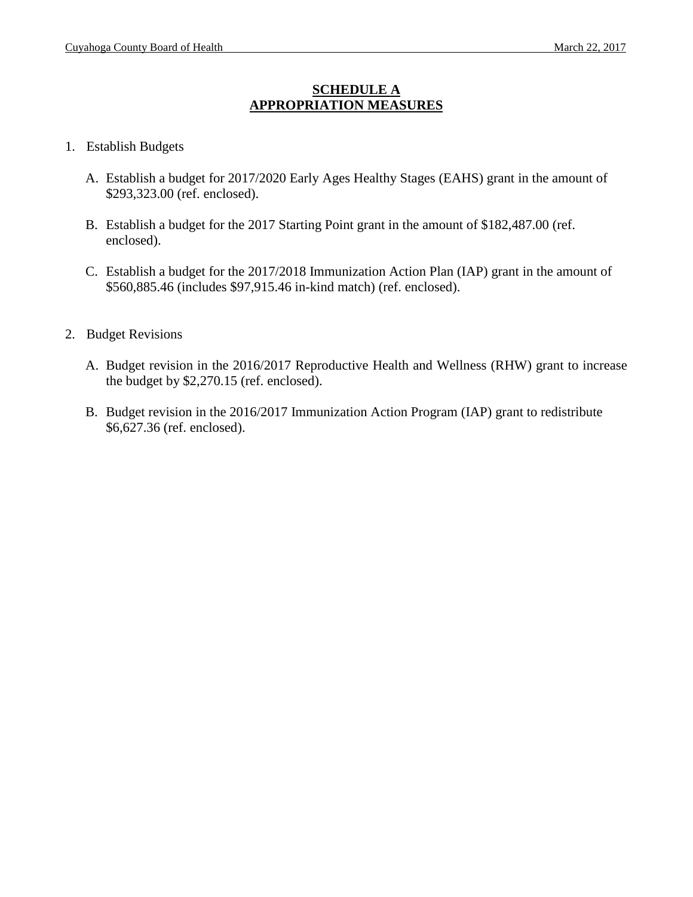## SCHEDULE A
## APPROPRIATION MEASURES

1. Establish Budgets

   A. Establish a budget for 2017/2020 Early Ages Healthy Stages (EAHS) grant in the amount of $293,323.00 (ref. enclosed).

   B. Establish a budget for the 2017 Starting Point grant in the amount of $182,487.00 (ref. enclosed).

   C. Establish a budget for the 2017/2018 Immunization Action Plan (IAP) grant in the amount of $560,885.46 (includes $97,915.46 in-kind match) (ref. enclosed).

2. Budget Revisions

   A. Budget revision in the 2016/2017 Reproductive Health and Wellness (RHW) grant to increase the budget by $2,270.15 (ref. enclosed).

   B. Budget revision in the 2016/2017 Immunization Action Program (IAP) grant to redistribute $6,627.36 (ref. enclosed).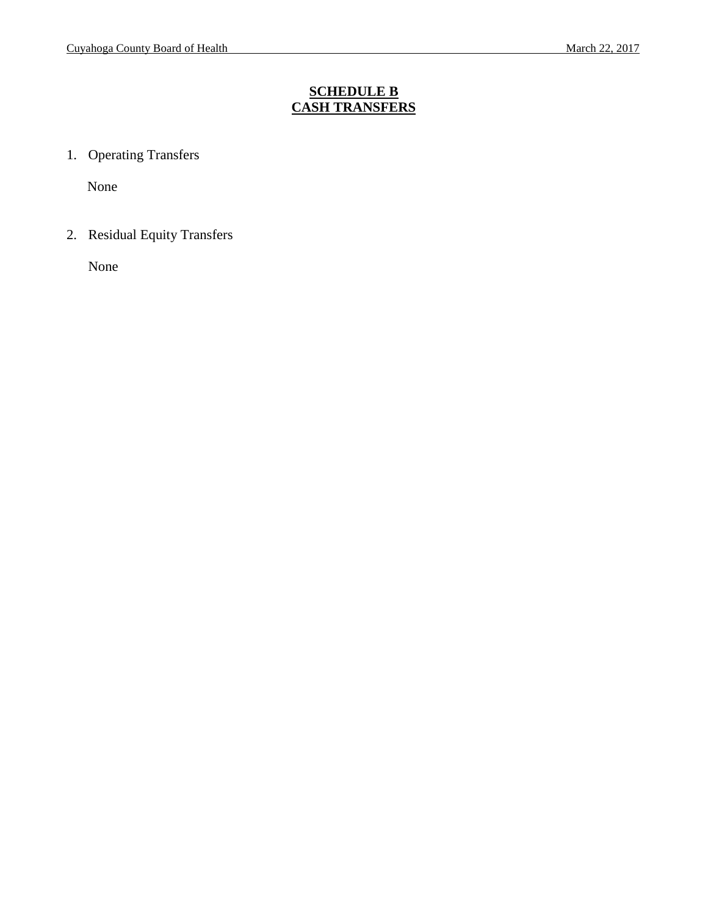## SCHEDULE B
## CASH TRANSFERS

1. Operating Transfers

   None

2. Residual Equity Transfers

   None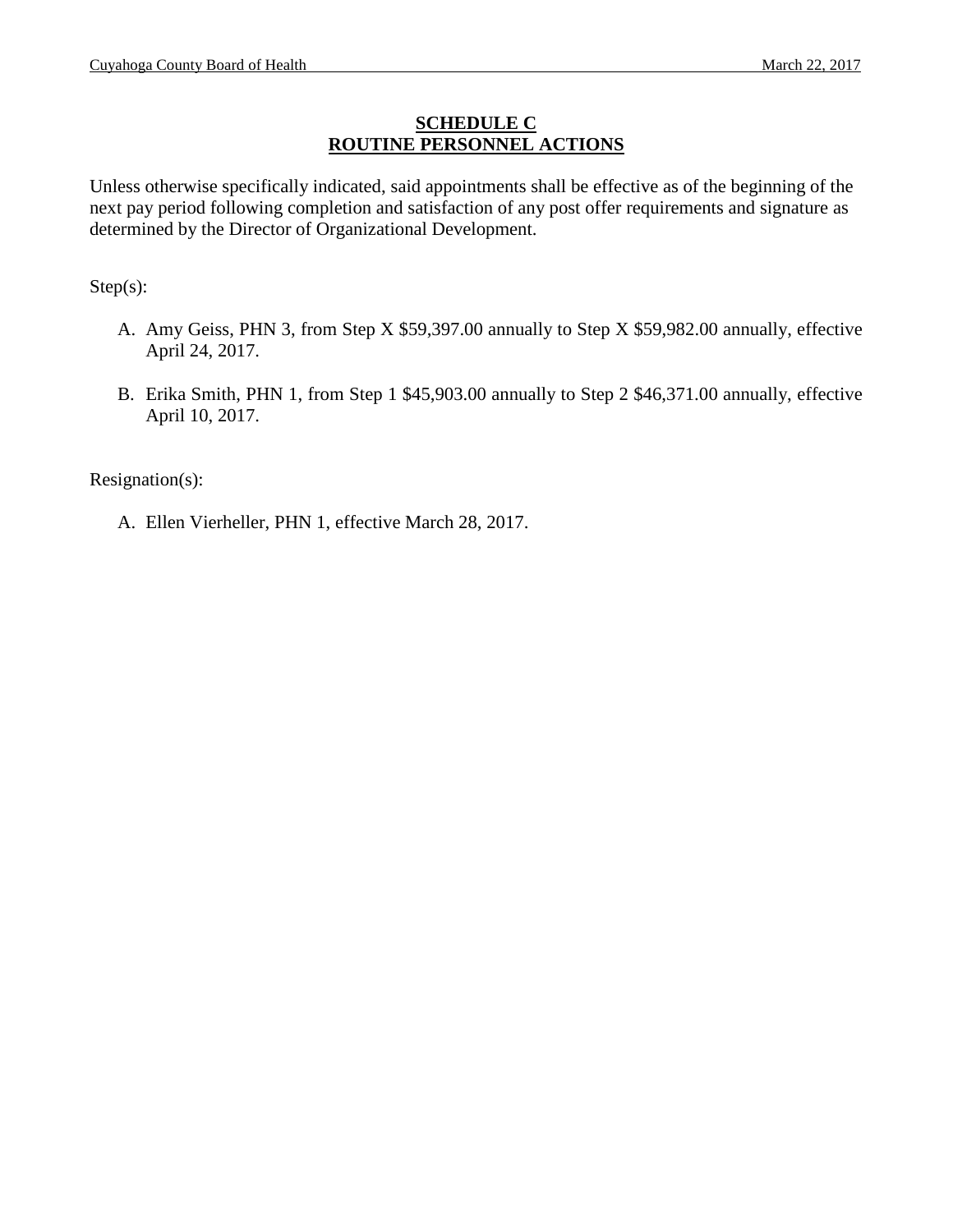# SCHEDULE C
# ROUTINE PERSONNEL ACTIONS

Unless otherwise specifically indicated, said appointments shall be effective as of the beginning of the next pay period following completion and satisfaction of any post offer requirements and signature as determined by the Director of Organizational Development.

Step(s):

A. Amy Geiss, PHN 3, from Step X $59,397.00 annually to Step X $59,982.00 annually, effective April 24, 2017.

B. Erika Smith, PHN 1, from Step 1 $45,903.00 annually to Step 2 $46,371.00 annually, effective April 10, 2017.

Resignation(s):

A. Ellen Vierheller, PHN 1, effective March 28, 2017.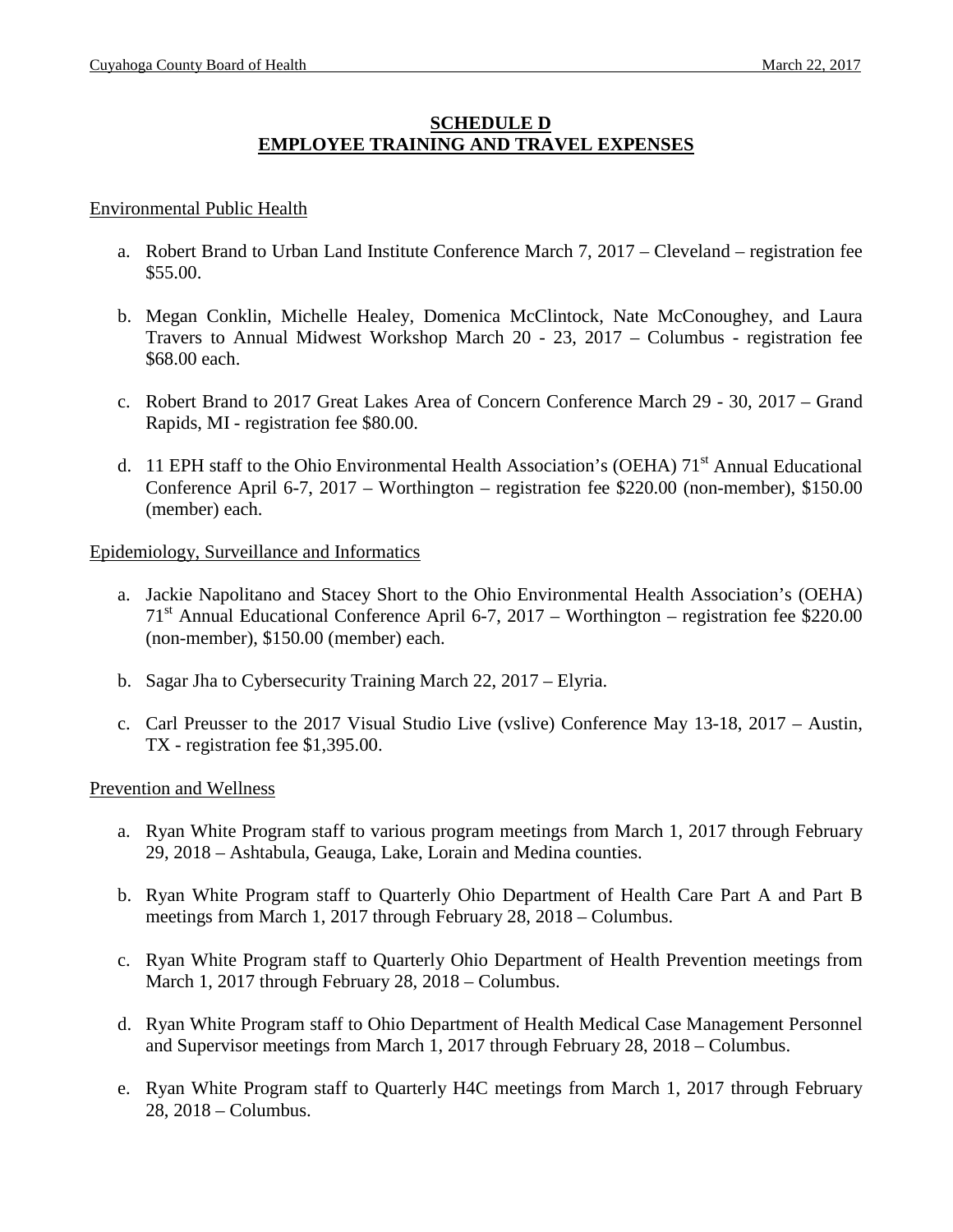## SCHEDULE D
## EMPLOYEE TRAINING AND TRAVEL EXPENSES

Environmental Public Health

a. Robert Brand to Urban Land Institute Conference March 7, 2017 – Cleveland – registration fee $55.00.

b. Megan Conklin, Michelle Healey, Domenica McClintock, Nate McConoughey, and Laura Travers to Annual Midwest Workshop March 20 - 23, 2017 – Columbus - registration fee $68.00 each.

c. Robert Brand to 2017 Great Lakes Area of Concern Conference March 29 - 30, 2017 – Grand Rapids, MI - registration fee $80.00.

d. 11 EPH staff to the Ohio Environmental Health Association's (OEHA) 71st Annual Educational Conference April 6-7, 2017 – Worthington – registration fee $220.00 (non-member), $150.00 (member) each.

Epidemiology, Surveillance and Informatics

a. Jackie Napolitano and Stacey Short to the Ohio Environmental Health Association's (OEHA) 71st Annual Educational Conference April 6-7, 2017 – Worthington – registration fee $220.00 (non-member), $150.00 (member) each.

b. Sagar Jha to Cybersecurity Training March 22, 2017 – Elyria.

c. Carl Preusser to the 2017 Visual Studio Live (vslive) Conference May 13-18, 2017 – Austin, TX - registration fee $1,395.00.

Prevention and Wellness

a. Ryan White Program staff to various program meetings from March 1, 2017 through February 29, 2018 – Ashtabula, Geauga, Lake, Lorain and Medina counties.

b. Ryan White Program staff to Quarterly Ohio Department of Health Care Part A and Part B meetings from March 1, 2017 through February 28, 2018 – Columbus.

c. Ryan White Program staff to Quarterly Ohio Department of Health Prevention meetings from March 1, 2017 through February 28, 2018 – Columbus.

d. Ryan White Program staff to Ohio Department of Health Medical Case Management Personnel and Supervisor meetings from March 1, 2017 through February 28, 2018 – Columbus.

e. Ryan White Program staff to Quarterly H4C meetings from March 1, 2017 through February 28, 2018 – Columbus.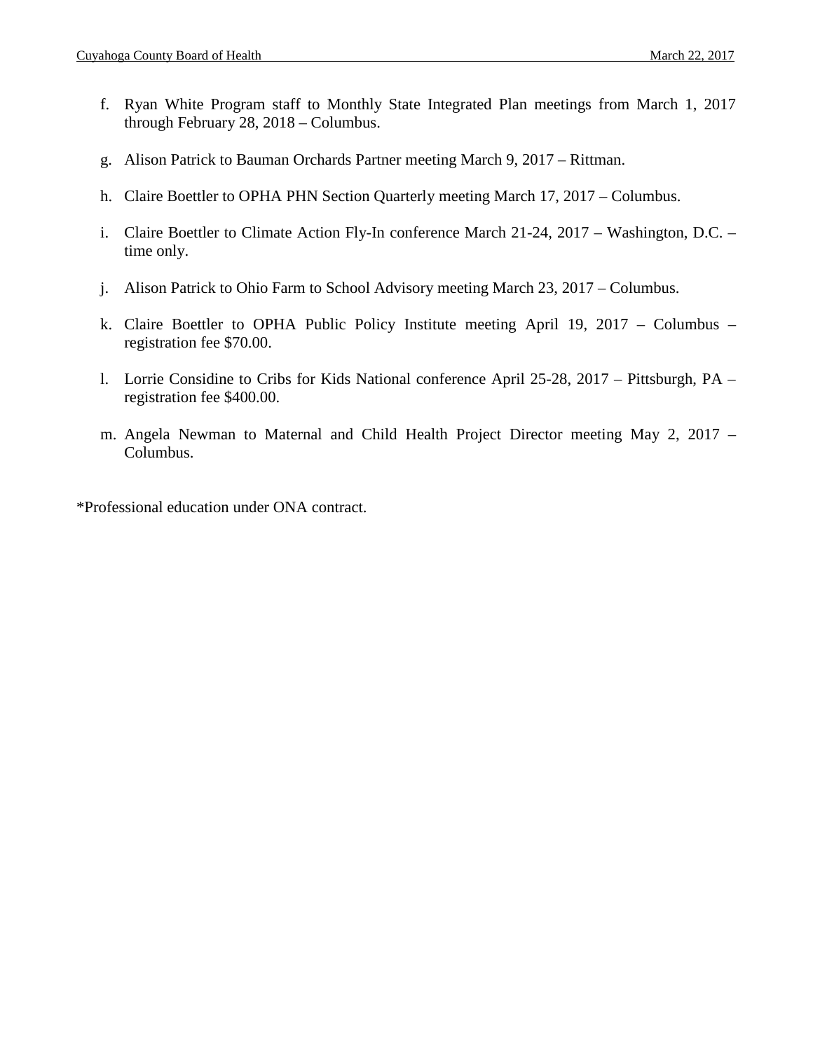f. Ryan White Program staff to Monthly State Integrated Plan meetings from March 1, 2017 through February 28, 2018 – Columbus.

g. Alison Patrick to Bauman Orchards Partner meeting March 9, 2017 – Rittman.

h. Claire Boettler to OPHA PHN Section Quarterly meeting March 17, 2017 – Columbus.

i. Claire Boettler to Climate Action Fly-In conference March 21-24, 2017 – Washington, D.C. – time only.

j. Alison Patrick to Ohio Farm to School Advisory meeting March 23, 2017 – Columbus.

k. Claire Boettler to OPHA Public Policy Institute meeting April 19, 2017 – Columbus – registration fee $70.00.

l. Lorrie Considine to Cribs for Kids National conference April 25-28, 2017 – Pittsburgh, PA – registration fee $400.00.

m. Angela Newman to Maternal and Child Health Project Director meeting May 2, 2017 – Columbus.

*Professional education under ONA contract.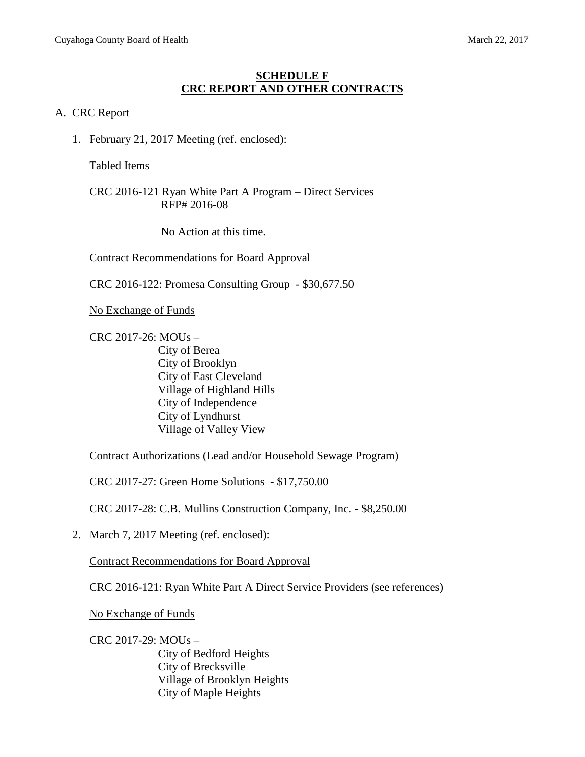## SCHEDULE F
## CRC REPORT AND OTHER CONTRACTS

A. CRC Report

1. February 21, 2017 Meeting (ref. enclosed):

   Tabled Items

   CRC 2016-121 Ryan White Part A Program – Direct Services
   RFP# 2016-08

   No Action at this time.

   Contract Recommendations for Board Approval

   CRC 2016-122: Promesa Consulting Group - $30,677.50

   No Exchange of Funds

   CRC 2017-26: MOUs –
   City of Berea
   City of Brooklyn
   City of East Cleveland
   Village of Highland Hills
   City of Independence
   City of Lyndhurst
   Village of Valley View

   Contract Authorizations (Lead and/or Household Sewage Program)

   CRC 2017-27: Green Home Solutions - $17,750.00

   CRC 2017-28: C.B. Mullins Construction Company, Inc. - $8,250.00

2. March 7, 2017 Meeting (ref. enclosed):

   Contract Recommendations for Board Approval

   CRC 2016-121: Ryan White Part A Direct Service Providers (see references)

   No Exchange of Funds

   CRC 2017-29: MOUs –
   City of Bedford Heights
   City of Brecksville
   Village of Brooklyn Heights
   City of Maple Heights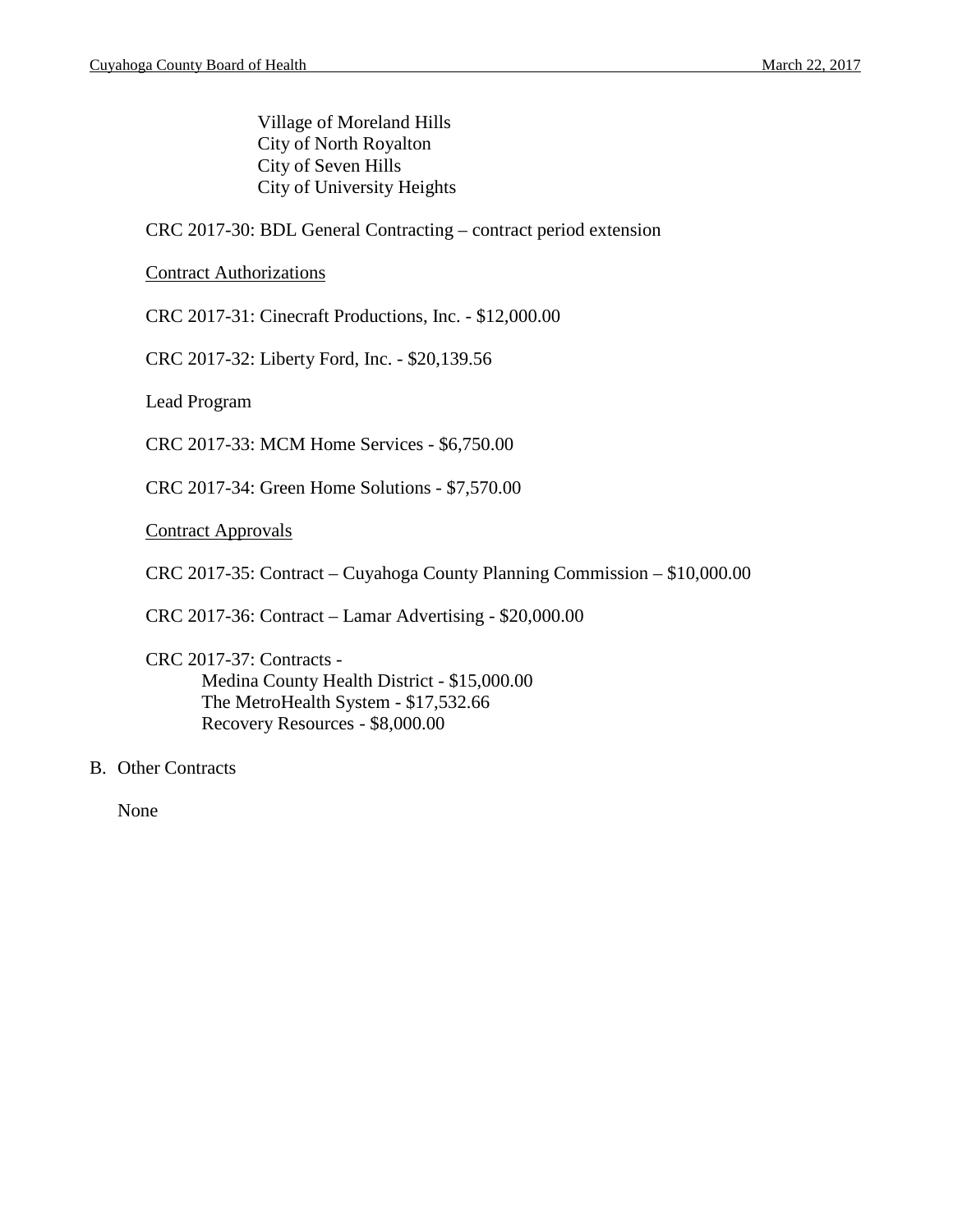Village of Moreland Hills
City of North Royalton
City of Seven Hills
City of University Heights

CRC 2017-30: BDL General Contracting – contract period extension

Contract Authorizations

CRC 2017-31: Cinecraft Productions, Inc. - $12,000.00

CRC 2017-32: Liberty Ford, Inc. - $20,139.56

Lead Program

CRC 2017-33: MCM Home Services - $6,750.00

CRC 2017-34: Green Home Solutions - $7,570.00

Contract Approvals

CRC 2017-35: Contract – Cuyahoga County Planning Commission – $10,000.00

CRC 2017-36: Contract – Lamar Advertising - $20,000.00

CRC 2017-37: Contracts -
- Medina County Health District - $15,000.00
- The MetroHealth System - $17,532.66
- Recovery Resources - $8,000.00

B. Other Contracts

None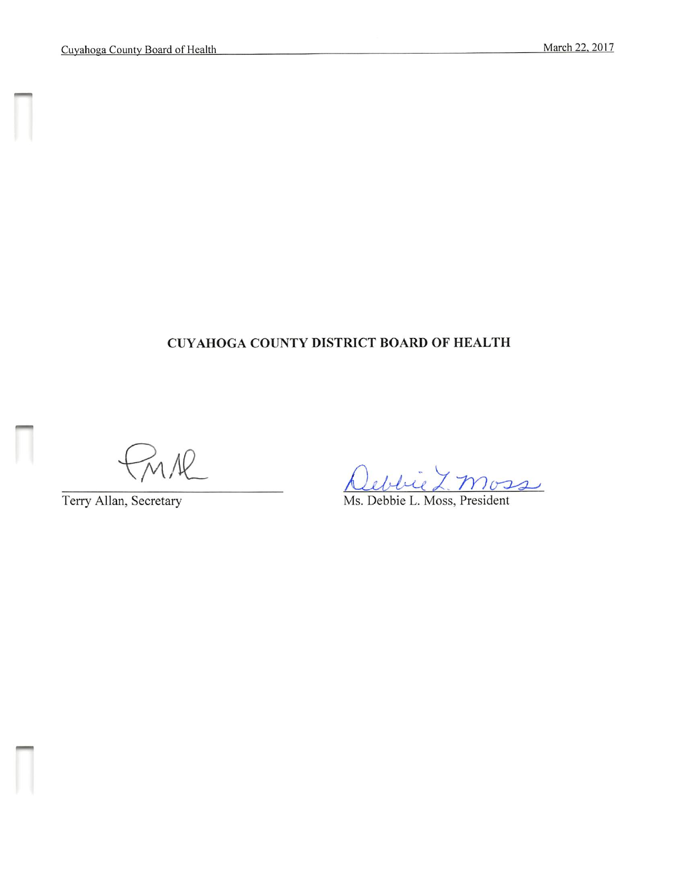**CUYAHOGA COUNTY DISTRICT BOARD OF HEALTH**

Terry Allan, Secretary

Ms. Debbie L. Moss, President